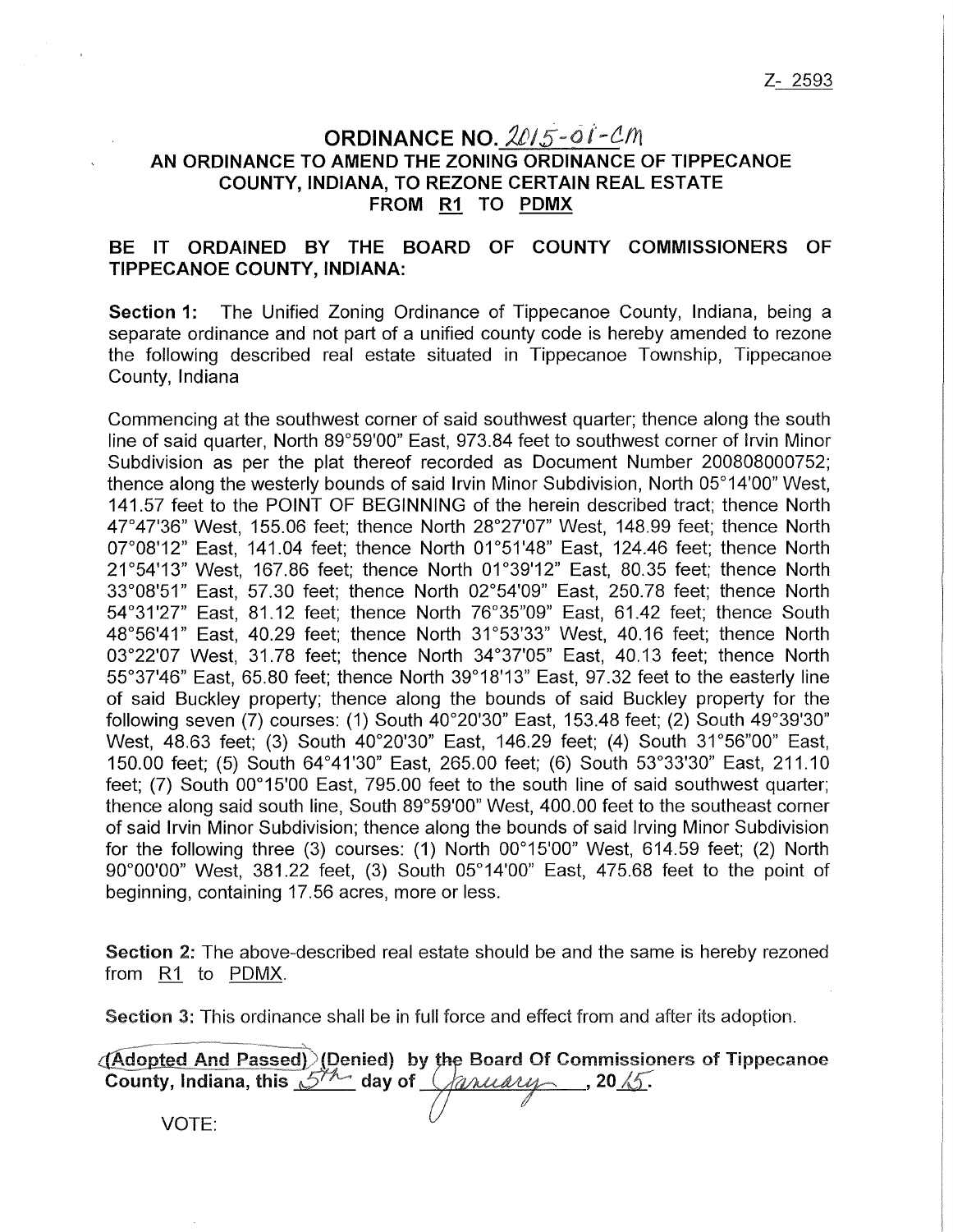Z- 2593

# ORDINANCE NO. 2015-01-CM

## AN ORDINANCE TO AMEND THE ZONING ORDINANCE OF TIPPECANOE COUNTY, INDIANA, TO REZONE CERTAIN REAL ESTATE FROM R1 TO PDMX

**BE IT ORDAINED BY THE BOARD OF COUNTY COMMISSIONERS OF TIPPECANOE COUNTY, INDIANA:**

**Section 1:** The Unified Zoning Ordinance of Tippecanoe County, Indiana, being a separate ordinance and not part of a unified county code is hereby amended to rezone the following described real estate situated in Tippecanoe Township, Tippecanoe County, Indiana

Commencing at the southwest corner of said southwest quarter; thence along the south line of said quarter, North 89°59'00" East, 973.84 feet to southwest corner of Irvin Minor Subdivision as per the plat thereof recorded as Document Number 200808000752; thence along the westerly bounds of said Irvin Minor Subdivision, North 05°14'00" West, 141.57 feet to the POINT OF BEGINNING of the herein described tract; thence North 47°47'36" West, 155.06 feet; thence North 28°27'07" West, 148.99 feet; thence North 07°08'12" East, 141.04 feet; thence North 01°51'48" East, 124.46 feet; thence North 21°54'13" West, 167.86 feet; thence North 01°39'12" East, 80.35 feet; thence North 33°08'51" East, 57.30 feet; thence North 02°54'09" East, 250.78 feet; thence North 54°31'27" East, 81.12 feet; thence North 76°35"09" East, 61.42 feet; thence South 48°56'41" East, 40.29 feet; thence North 31°53'33" West, 40.16 feet; thence North 03°22'07 West, 31.78 feet; thence North 34°37'05" East, 40.13 feet; thence North 55°37'46" East, 65.80 feet; thence North 39°18'13" East, 97.32 feet to the easterly line of said Buckley property; thence along the bounds of said Buckley property for the following seven (7) courses: (1) South 40°20'30" East, 153.48 feet; (2) South 49°39'30" West, 48.63 feet; (3) South 40°20'30" East, 146.29 feet; (4) South 31°56"00" East, 150.00 feet; (5) South 64°41'30" East, 265.00 feet; (6) South 53°33'30" East, 211.10 feet; (7) South 00°15'00 East, 795.00 feet to the south line of said southwest quarter; thence along said south line, South 89°59'00" West, 400.00 feet to the southeast corner of said Irvin Minor Subdivision; thence along the bounds of said Irving Minor Subdivision for the following three (3) courses: (1) North 00°15'00" West, 614.59 feet; (2) North 90°00'00" West, 381.22 feet, (3) South 05°14'00" East, 475.68 feet to the point of beginning, containing 17.56 acres, more or less.

**Section 2:** The above-described real estate should be and the same is hereby rezoned from R1 to PDMX.

**Section 3:** This ordinance shall be in full force and effect from and after its adoption.

**(Adopted And Passed) (Denied) by the Board Of Commissioners of Tippecanoe County, Indiana, this 5th day of January, 2015.**

VOTE: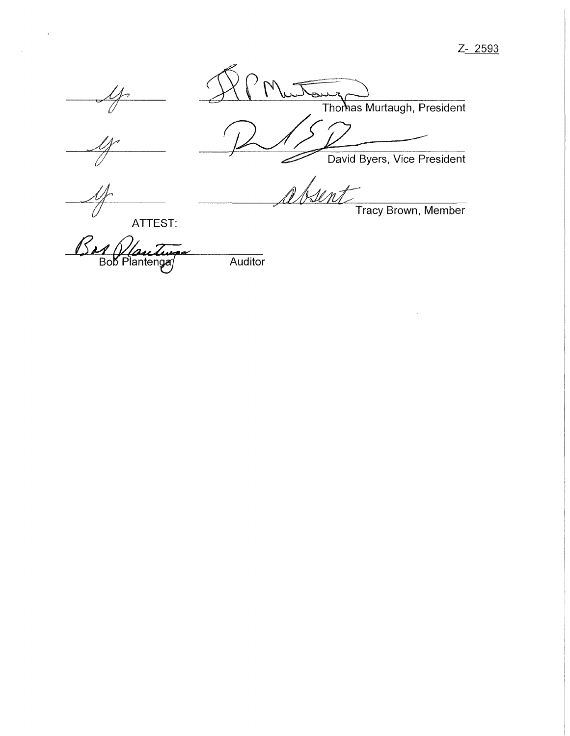Z- 2593

| Vote | Signature |
|---|---|
| Ay | Thomas Murtaugh, President |
| Ay | David Byers, Vice President |
| Ay | absent — Tracy Brown, Member |

ATTEST:

Bob Plantenga, Auditor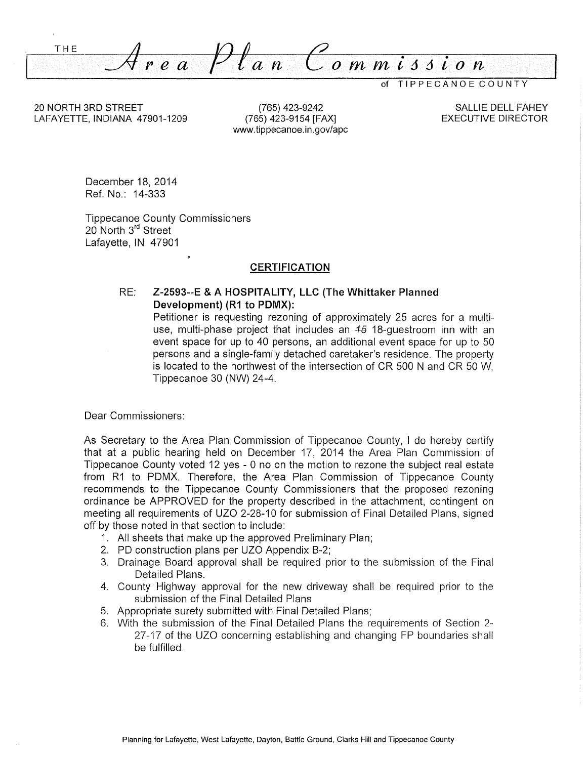THE *Area Plan Commission* of TIPPECANOE COUNTY

20 NORTH 3RD STREET
LAFAYETTE, INDIANA 47901-1209

(765) 423-9242
(765) 423-9154 [FAX]
www.tippecanoe.in.gov/apc

SALLIE DELL FAHEY
EXECUTIVE DIRECTOR

December 18, 2014
Ref. No.: 14-333

Tippecanoe County Commissioners
20 North 3rd Street
Lafayette, IN 47901

## CERTIFICATION

RE: **Z-2593--E & A HOSPITALITY, LLC (The Whittaker Planned Development) (R1 to PDMX):**
Petitioner is requesting rezoning of approximately 25 acres for a multi-use, multi-phase project that includes an ~~15~~ 18-guestroom inn with an event space for up to 40 persons, an additional event space for up to 50 persons and a single-family detached caretaker's residence. The property is located to the northwest of the intersection of CR 500 N and CR 50 W, Tippecanoe 30 (NW) 24-4.

Dear Commissioners:

As Secretary to the Area Plan Commission of Tippecanoe County, I do hereby certify that at a public hearing held on December 17, 2014 the Area Plan Commission of Tippecanoe County voted 12 yes - 0 no on the motion to rezone the subject real estate from R1 to PDMX. Therefore, the Area Plan Commission of Tippecanoe County recommends to the Tippecanoe County Commissioners that the proposed rezoning ordinance be APPROVED for the property described in the attachment, contingent on meeting all requirements of UZO 2-28-10 for submission of Final Detailed Plans, signed off by those noted in that section to include:

1. All sheets that make up the approved Preliminary Plan;
2. PD construction plans per UZO Appendix B-2;
3. Drainage Board approval shall be required prior to the submission of the Final Detailed Plans.
4. County Highway approval for the new driveway shall be required prior to the submission of the Final Detailed Plans
5. Appropriate surety submitted with Final Detailed Plans;
6. With the submission of the Final Detailed Plans the requirements of Section 2-27-17 of the UZO concerning establishing and changing FP boundaries shall be fulfilled.

Planning for Lafayette, West Lafayette, Dayton, Battle Ground, Clarks Hill and Tippecanoe County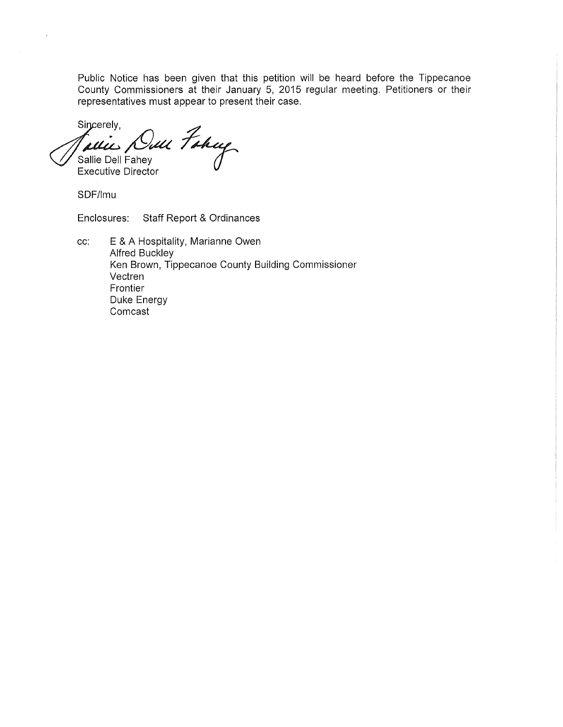Public Notice has been given that this petition will be heard before the Tippecanoe County Commissioners at their January 5, 2015 regular meeting. Petitioners or their representatives must appear to present their case.

Sincerely,

Sallie Dell Fahey
Executive Director

SDF/lmu

Enclosures: Staff Report & Ordinances

cc: E & A Hospitality, Marianne Owen
Alfred Buckley
Ken Brown, Tippecanoe County Building Commissioner
Vectren
Frontier
Duke Energy
Comcast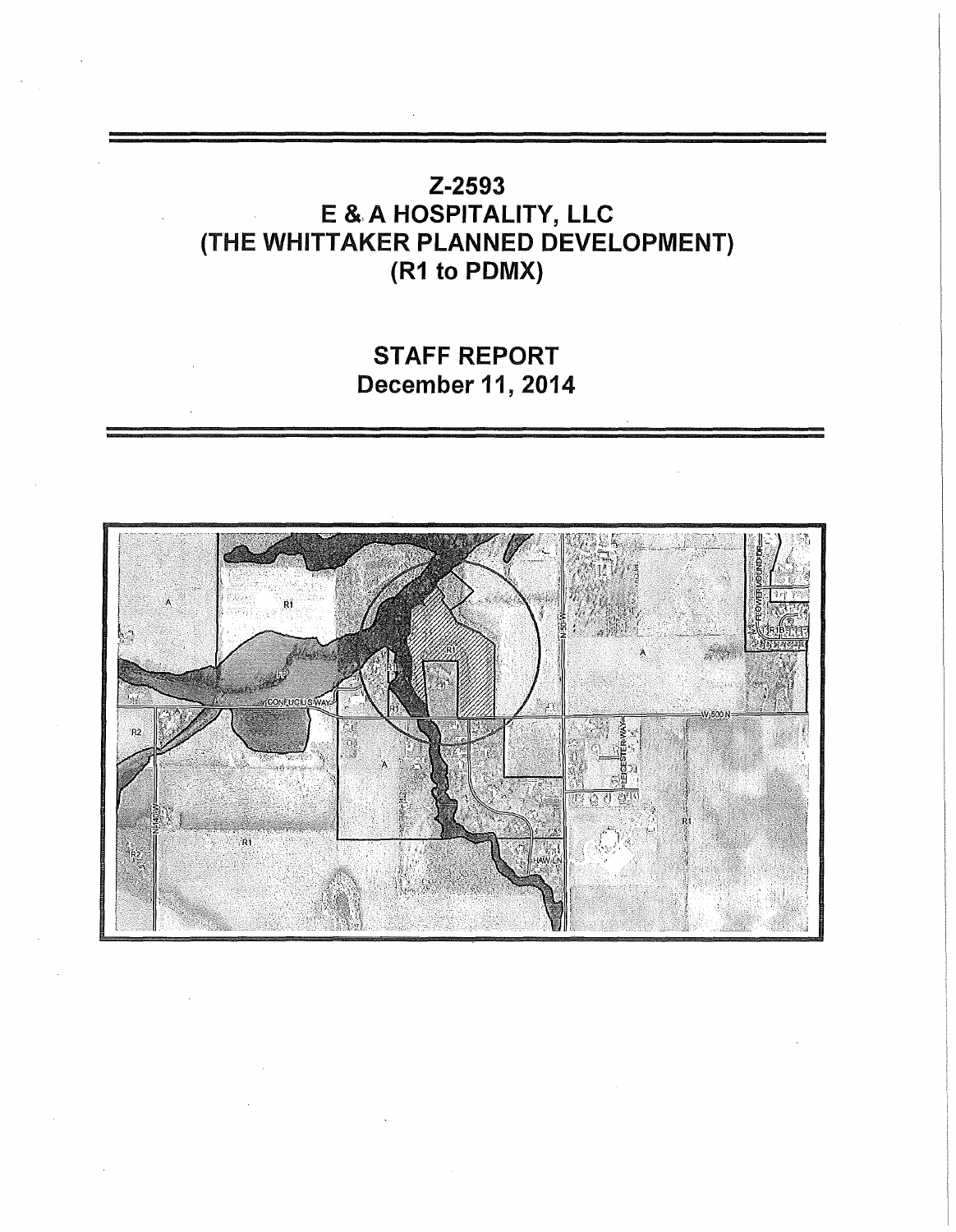# Z-2593
# E & A HOSPITALITY, LLC
# (THE WHITTAKER PLANNED DEVELOPMENT)
# (R1 to PDMX)

## STAFF REPORT
## December 11, 2014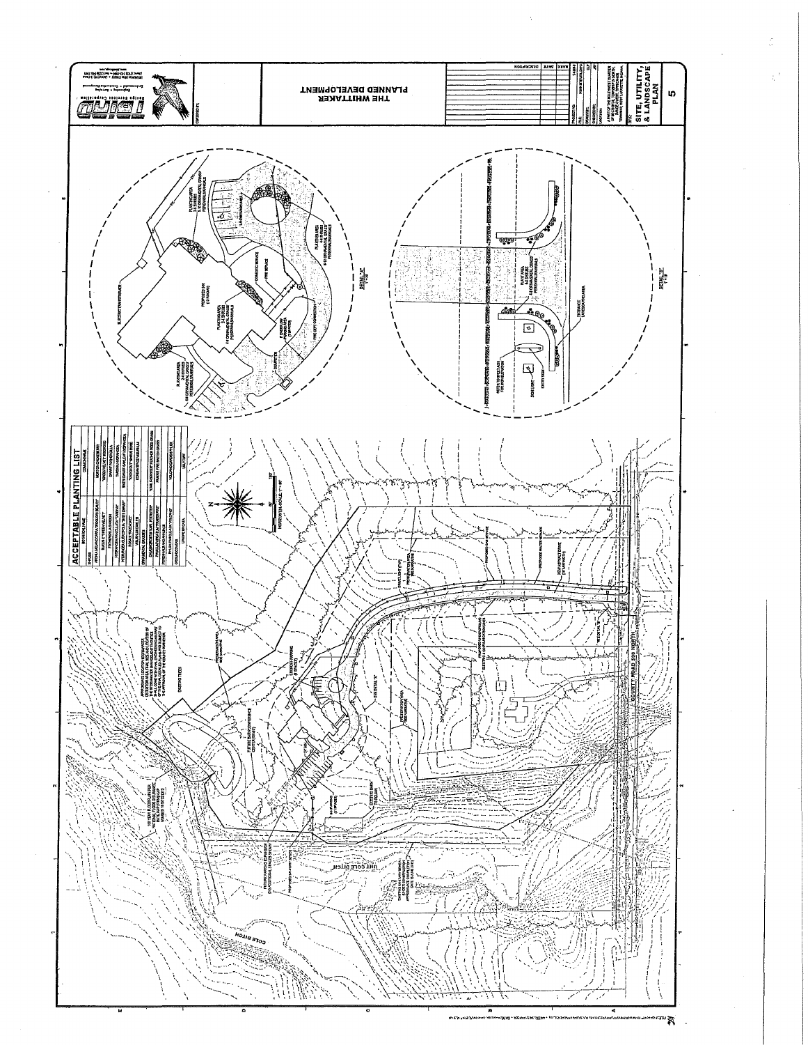# THE WHITTAKER PLANNED DEVELOPMENT

## SITE, UTILITY, & LANDSCAPE PLAN

5

| ACCEPTABLE PLANTING LIST | |
|---|---|
| BOTANICAL NAME | COMMON NAME |
| SHRUBS | |
| PHYSOCARPUS OPULIFOLIUS "DIABLO" | NORTHERN NINEBARK |
| BUXUS x "GREEN VELVET" | "GREEN VELVET" BOXWOOD |
| FOTHERGILLA GARDENII | DWARF FOTHERGILLA |
| HYDRANGEA ARBORESCENS "ANNABELLE" | SMOOTH HYDRANGEA |
| HYDRANGEA QUERCIFOLIA "PEE WEE" | DWARF OAKLEAF HYDRANGEA |
| ROSA x "KNOCKOUT" | "KNOCKOUT" SHRUB ROSE |
| VIBURNUM CARLESII | KOREANSPICE VIBURNUM |
| ORNAMENTAL GRASSES | |
| CALAMAGROSTIS x ACUTIFLORA "KARL FOERSTER" | "KARL FOERSTER" FEATHER REED GRASS |
| PANICUM VIRGATUM "PRAIRIE FIRE" | PRAIRIE FIRE SWITCHGRASS |
| PERENNIALS AND ANNUALS | |
| PHLOX PANICULATA "VOLCANO" | VOLCANO GARDEN PHLOX |
| GROUNDCOVERS | |
| LIRIOPE SPICATA | LILY TURF |

DETAIL "A"

DETAIL "B"

COUNTY ROAD 500 NORTH

COLE DITCH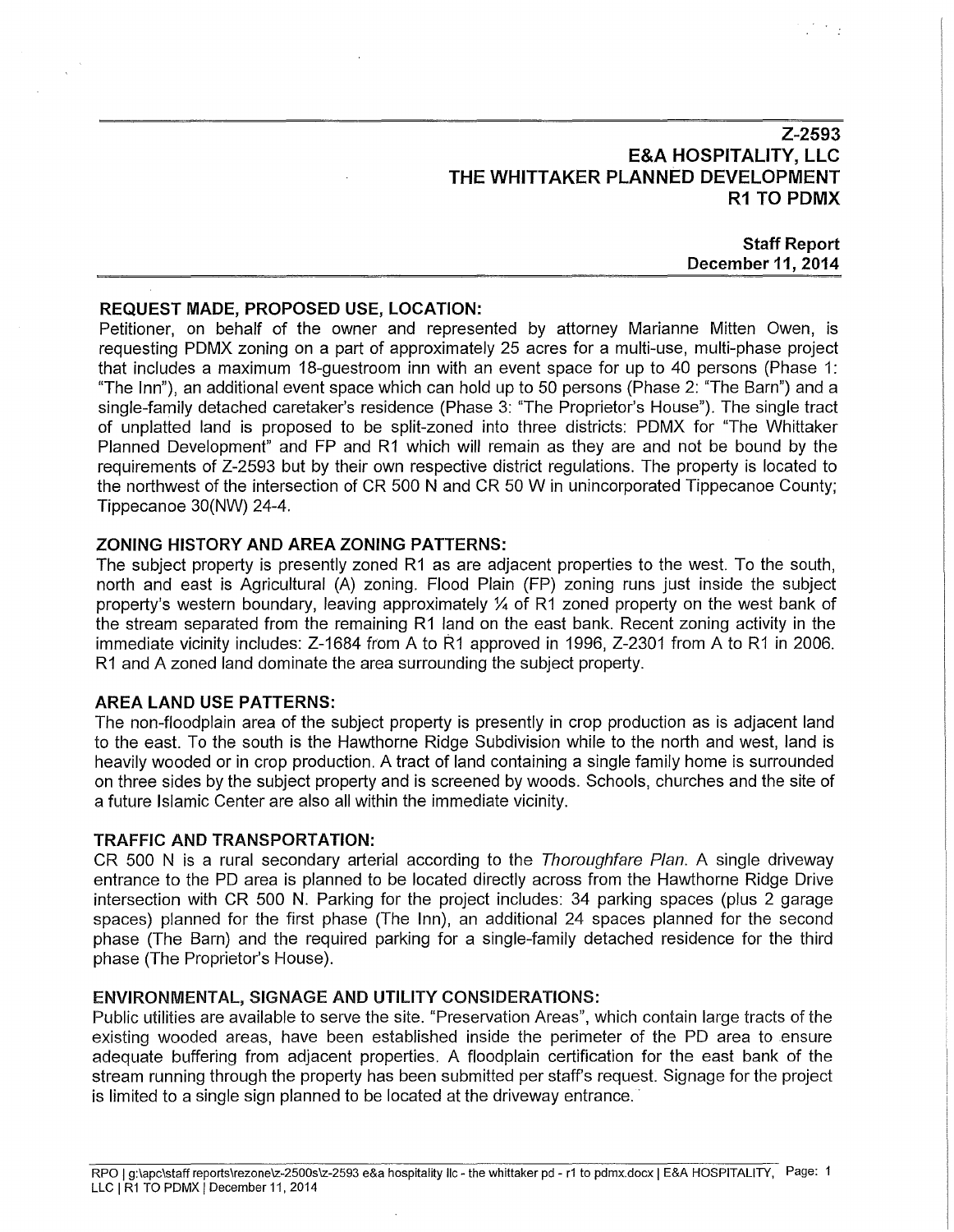# Z-2593
# E&A HOSPITALITY, LLC
# THE WHITTAKER PLANNED DEVELOPMENT
# R1 TO PDMX

**Staff Report**
**December 11, 2014**

## REQUEST MADE, PROPOSED USE, LOCATION:

Petitioner, on behalf of the owner and represented by attorney Marianne Mitten Owen, is requesting PDMX zoning on a part of approximately 25 acres for a multi-use, multi-phase project that includes a maximum 18-guestroom inn with an event space for up to 40 persons (Phase 1: "The Inn"), an additional event space which can hold up to 50 persons (Phase 2: "The Barn") and a single-family detached caretaker's residence (Phase 3: "The Proprietor's House"). The single tract of unplatted land is proposed to be split-zoned into three districts: PDMX for "The Whittaker Planned Development" and FP and R1 which will remain as they are and not be bound by the requirements of Z-2593 but by their own respective district regulations. The property is located to the northwest of the intersection of CR 500 N and CR 50 W in unincorporated Tippecanoe County; Tippecanoe 30(NW) 24-4.

## ZONING HISTORY AND AREA ZONING PATTERNS:

The subject property is presently zoned R1 as are adjacent properties to the west. To the south, north and east is Agricultural (A) zoning. Flood Plain (FP) zoning runs just inside the subject property's western boundary, leaving approximately ¼ of R1 zoned property on the west bank of the stream separated from the remaining R1 land on the east bank. Recent zoning activity in the immediate vicinity includes: Z-1684 from A to R1 approved in 1996, Z-2301 from A to R1 in 2006. R1 and A zoned land dominate the area surrounding the subject property.

## AREA LAND USE PATTERNS:

The non-floodplain area of the subject property is presently in crop production as is adjacent land to the east. To the south is the Hawthorne Ridge Subdivision while to the north and west, land is heavily wooded or in crop production. A tract of land containing a single family home is surrounded on three sides by the subject property and is screened by woods. Schools, churches and the site of a future Islamic Center are also all within the immediate vicinity.

## TRAFFIC AND TRANSPORTATION:

CR 500 N is a rural secondary arterial according to the *Thoroughfare Plan*. A single driveway entrance to the PD area is planned to be located directly across from the Hawthorne Ridge Drive intersection with CR 500 N. Parking for the project includes: 34 parking spaces (plus 2 garage spaces) planned for the first phase (The Inn), an additional 24 spaces planned for the second phase (The Barn) and the required parking for a single-family detached residence for the third phase (The Proprietor's House).

## ENVIRONMENTAL, SIGNAGE AND UTILITY CONSIDERATIONS:

Public utilities are available to serve the site. "Preservation Areas", which contain large tracts of the existing wooded areas, have been established inside the perimeter of the PD area to ensure adequate buffering from adjacent properties. A floodplain certification for the east bank of the stream running through the property has been submitted per staff's request. Signage for the project is limited to a single sign planned to be located at the driveway entrance.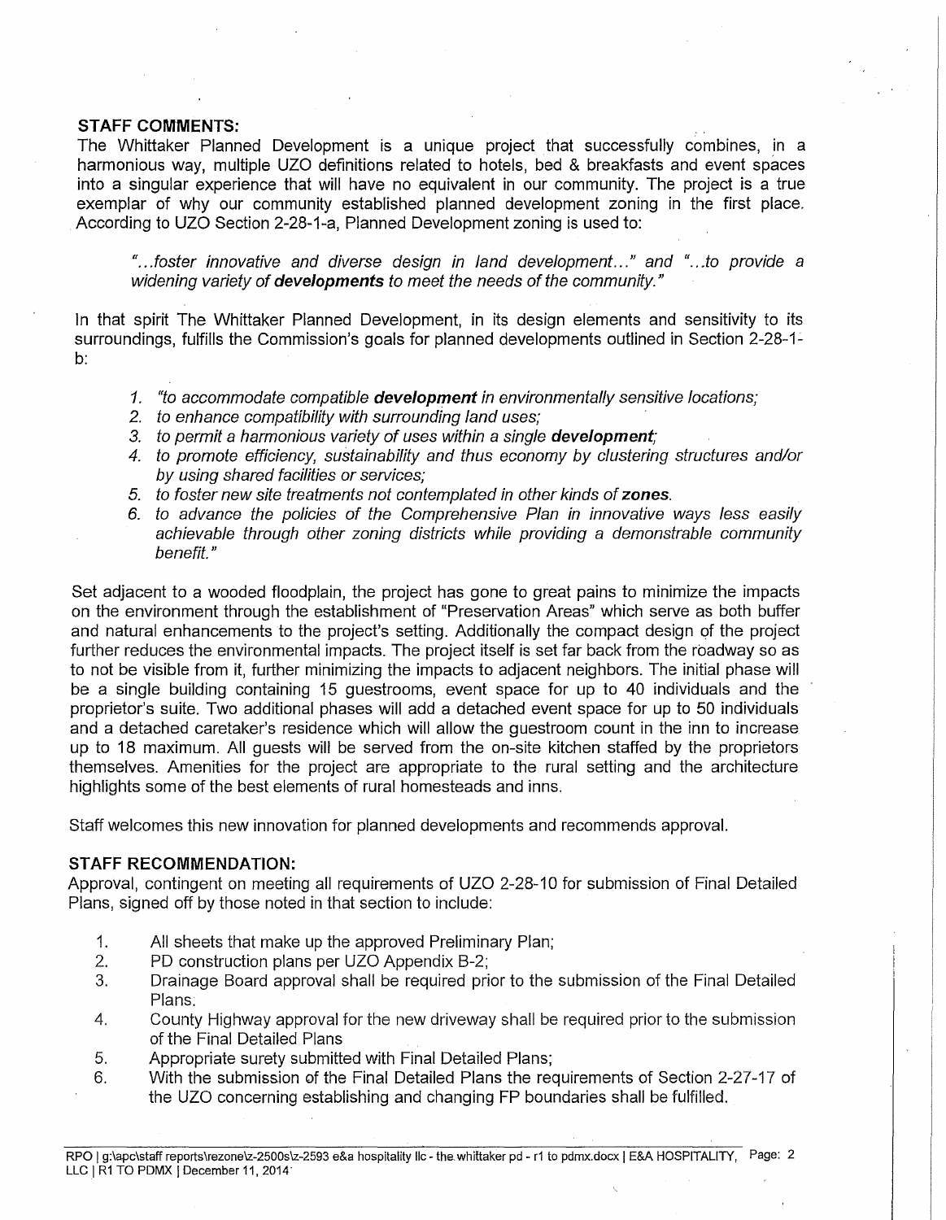**STAFF COMMENTS:**

The Whittaker Planned Development is a unique project that successfully combines, in a harmonious way, multiple UZO definitions related to hotels, bed & breakfasts and event spaces into a singular experience that will have no equivalent in our community. The project is a true exemplar of why our community established planned development zoning in the first place. According to UZO Section 2-28-1-a, Planned Development zoning is used to:

> *"...foster innovative and diverse design in land development..." and "...to provide a widening variety of **developments** to meet the needs of the community."*

In that spirit The Whittaker Planned Development, in its design elements and sensitivity to its surroundings, fulfills the Commission's goals for planned developments outlined in Section 2-28-1-b:

1. *"to accommodate compatible **development** in environmentally sensitive locations;*
2. *to enhance compatibility with surrounding land uses;*
3. *to permit a harmonious variety of uses within a single **development**;*
4. *to promote efficiency, sustainability and thus economy by clustering structures and/or by using shared facilities or services;*
5. *to foster new site treatments not contemplated in other kinds of **zones**.*
6. *to advance the policies of the Comprehensive Plan in innovative ways less easily achievable through other zoning districts while providing a demonstrable community benefit."*

Set adjacent to a wooded floodplain, the project has gone to great pains to minimize the impacts on the environment through the establishment of "Preservation Areas" which serve as both buffer and natural enhancements to the project's setting. Additionally the compact design of the project further reduces the environmental impacts. The project itself is set far back from the roadway so as to not be visible from it, further minimizing the impacts to adjacent neighbors. The initial phase will be a single building containing 15 guestrooms, event space for up to 40 individuals and the proprietor's suite. Two additional phases will add a detached event space for up to 50 individuals and a detached caretaker's residence which will allow the guestroom count in the inn to increase up to 18 maximum. All guests will be served from the on-site kitchen staffed by the proprietors themselves. Amenities for the project are appropriate to the rural setting and the architecture highlights some of the best elements of rural homesteads and inns.

Staff welcomes this new innovation for planned developments and recommends approval.

**STAFF RECOMMENDATION:**

Approval, contingent on meeting all requirements of UZO 2-28-10 for submission of Final Detailed Plans, signed off by those noted in that section to include:

1. All sheets that make up the approved Preliminary Plan;
2. PD construction plans per UZO Appendix B-2;
3. Drainage Board approval shall be required prior to the submission of the Final Detailed Plans.
4. County Highway approval for the new driveway shall be required prior to the submission of the Final Detailed Plans
5. Appropriate surety submitted with Final Detailed Plans;
6. With the submission of the Final Detailed Plans the requirements of Section 2-27-17 of the UZO concerning establishing and changing FP boundaries shall be fulfilled.